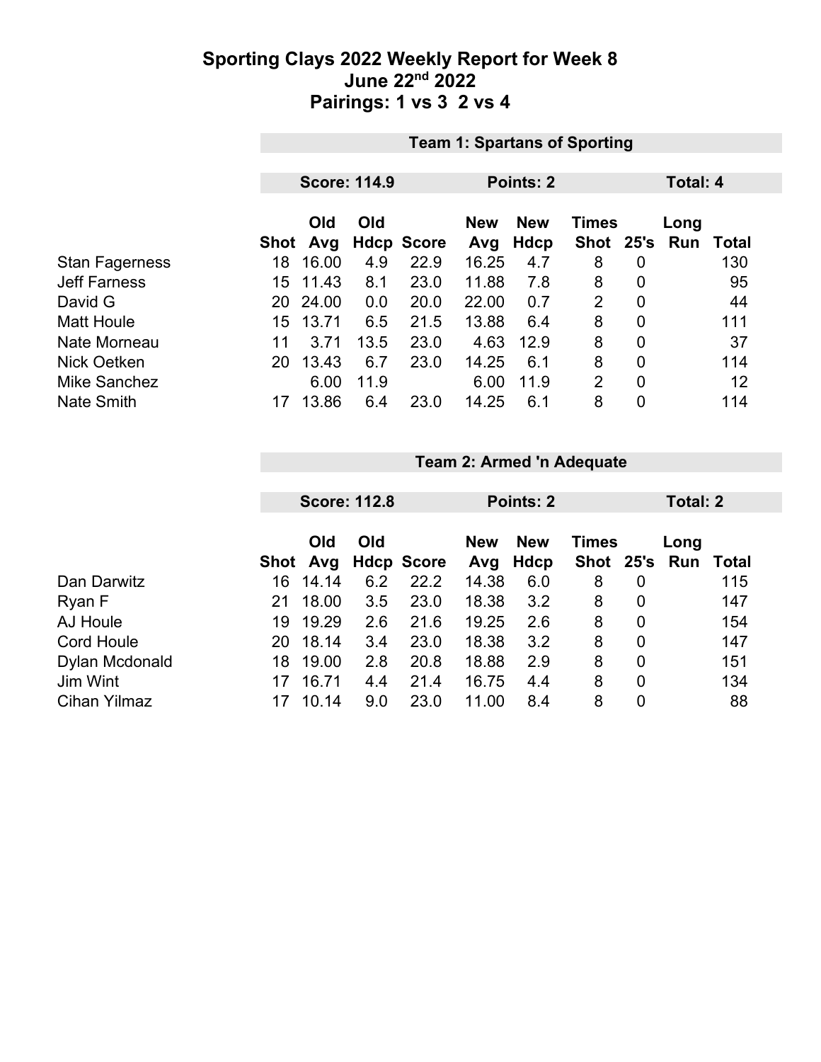# Sporting Clays 2022 Weekly Report for Week 8
## June 22nd 2022
## Pairings: 1 vs 3  2 vs 4

### Team 1: Spartans of Sporting

**Score: 114.9** | **Points: 2** | **Total: 4**

| | Shot | Old Avg | Old Hdcp | Score | New Avg | New Hdcp | Times Shot | 25's | Long Run | Total |
|---|---|---|---|---|---|---|---|---|---|---|
| Stan Fagerness | 18 | 16.00 | 4.9 | 22.9 | 16.25 | 4.7 | 8 | 0 | | 130 |
| Jeff Farness | 15 | 11.43 | 8.1 | 23.0 | 11.88 | 7.8 | 8 | 0 | | 95 |
| David G | 20 | 24.00 | 0.0 | 20.0 | 22.00 | 0.7 | 2 | 0 | | 44 |
| Matt Houle | 15 | 13.71 | 6.5 | 21.5 | 13.88 | 6.4 | 8 | 0 | | 111 |
| Nate Morneau | 11 | 3.71 | 13.5 | 23.0 | 4.63 | 12.9 | 8 | 0 | | 37 |
| Nick Oetken | 20 | 13.43 | 6.7 | 23.0 | 14.25 | 6.1 | 8 | 0 | | 114 |
| Mike Sanchez | | 6.00 | 11.9 | | 6.00 | 11.9 | 2 | 0 | | 12 |
| Nate Smith | 17 | 13.86 | 6.4 | 23.0 | 14.25 | 6.1 | 8 | 0 | | 114 |

### Team 2: Armed 'n Adequate

**Score: 112.8** | **Points: 2** | **Total: 2**

| | Shot | Old Avg | Old Hdcp | Score | New Avg | New Hdcp | Times Shot | 25's | Long Run | Total |
|---|---|---|---|---|---|---|---|---|---|---|
| Dan Darwitz | 16 | 14.14 | 6.2 | 22.2 | 14.38 | 6.0 | 8 | 0 | | 115 |
| Ryan F | 21 | 18.00 | 3.5 | 23.0 | 18.38 | 3.2 | 8 | 0 | | 147 |
| AJ Houle | 19 | 19.29 | 2.6 | 21.6 | 19.25 | 2.6 | 8 | 0 | | 154 |
| Cord Houle | 20 | 18.14 | 3.4 | 23.0 | 18.38 | 3.2 | 8 | 0 | | 147 |
| Dylan Mcdonald | 18 | 19.00 | 2.8 | 20.8 | 18.88 | 2.9 | 8 | 0 | | 151 |
| Jim Wint | 17 | 16.71 | 4.4 | 21.4 | 16.75 | 4.4 | 8 | 0 | | 134 |
| Cihan Yilmaz | 17 | 10.14 | 9.0 | 23.0 | 11.00 | 8.4 | 8 | 0 | | 88 |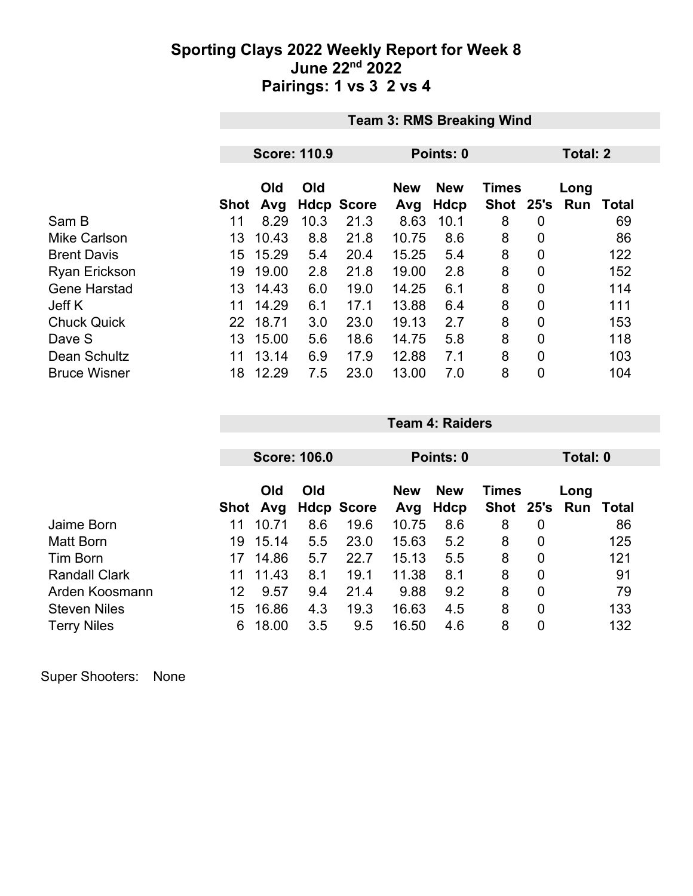# Sporting Clays 2022 Weekly Report for Week 8
## June 22nd 2022
## Pairings: 1 vs 3  2 vs 4

| Team 3: RMS Breaking Wind | | | | | | | | | | |
|---|---|---|---|---|---|---|---|---|---|---|
| | Score: 110.9 | | | Points: 0 | | | Total: 2 | | | |
| | Shot | Old Avg | Old Hdcp | Score | New Avg | New Hdcp | Times Shot | 25's | Long Run | Total |
| Sam B | 11 | 8.29 | 10.3 | 21.3 | 8.63 | 10.1 | 8 | 0 | | 69 |
| Mike Carlson | 13 | 10.43 | 8.8 | 21.8 | 10.75 | 8.6 | 8 | 0 | | 86 |
| Brent Davis | 15 | 15.29 | 5.4 | 20.4 | 15.25 | 5.4 | 8 | 0 | | 122 |
| Ryan Erickson | 19 | 19.00 | 2.8 | 21.8 | 19.00 | 2.8 | 8 | 0 | | 152 |
| Gene Harstad | 13 | 14.43 | 6.0 | 19.0 | 14.25 | 6.1 | 8 | 0 | | 114 |
| Jeff K | 11 | 14.29 | 6.1 | 17.1 | 13.88 | 6.4 | 8 | 0 | | 111 |
| Chuck Quick | 22 | 18.71 | 3.0 | 23.0 | 19.13 | 2.7 | 8 | 0 | | 153 |
| Dave S | 13 | 15.00 | 5.6 | 18.6 | 14.75 | 5.8 | 8 | 0 | | 118 |
| Dean Schultz | 11 | 13.14 | 6.9 | 17.9 | 12.88 | 7.1 | 8 | 0 | | 103 |
| Bruce Wisner | 18 | 12.29 | 7.5 | 23.0 | 13.00 | 7.0 | 8 | 0 | | 104 |

| Team 4: Raiders | | | | | | | | | | |
|---|---|---|---|---|---|---|---|---|---|---|
| | Score: 106.0 | | | Points: 0 | | | Total: 0 | | | |
| | Shot | Old Avg | Old Hdcp | Score | New Avg | New Hdcp | Times Shot | 25's | Long Run | Total |
| Jaime Born | 11 | 10.71 | 8.6 | 19.6 | 10.75 | 8.6 | 8 | 0 | | 86 |
| Matt Born | 19 | 15.14 | 5.5 | 23.0 | 15.63 | 5.2 | 8 | 0 | | 125 |
| Tim Born | 17 | 14.86 | 5.7 | 22.7 | 15.13 | 5.5 | 8 | 0 | | 121 |
| Randall Clark | 11 | 11.43 | 8.1 | 19.1 | 11.38 | 8.1 | 8 | 0 | | 91 |
| Arden Koosmann | 12 | 9.57 | 9.4 | 21.4 | 9.88 | 9.2 | 8 | 0 | | 79 |
| Steven Niles | 15 | 16.86 | 4.3 | 19.3 | 16.63 | 4.5 | 8 | 0 | | 133 |
| Terry Niles | 6 | 18.00 | 3.5 | 9.5 | 16.50 | 4.6 | 8 | 0 | | 132 |

Super Shooters: None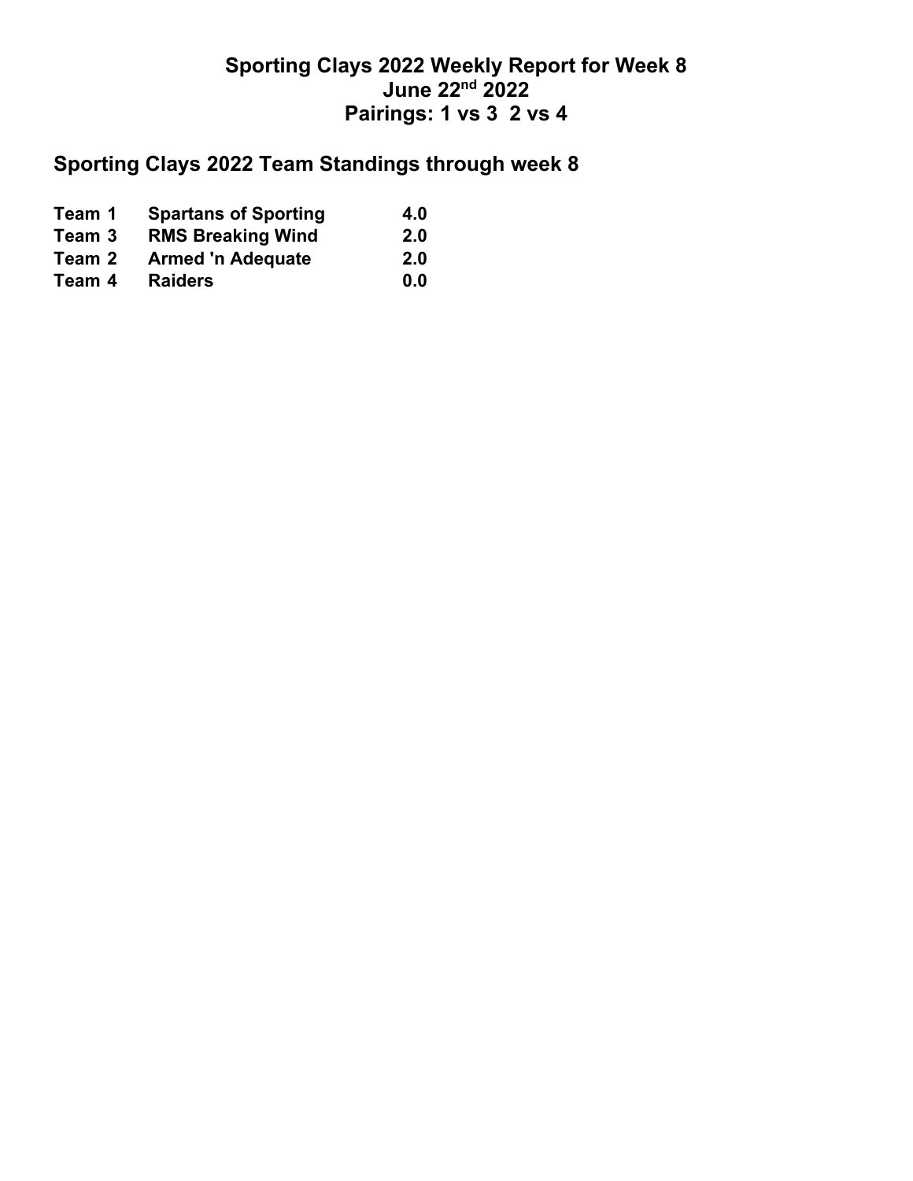# Sporting Clays 2022 Weekly Report for Week 8
## June 22nd 2022
## Pairings: 1 vs 3  2 vs 4

## Sporting Clays 2022 Team Standings through week 8

| | | |
|---|---|---|
| **Team 1** | **Spartans of Sporting** | **4.0** |
| **Team 3** | **RMS Breaking Wind** | **2.0** |
| **Team 2** | **Armed 'n Adequate** | **2.0** |
| **Team 4** | **Raiders** | **0.0** |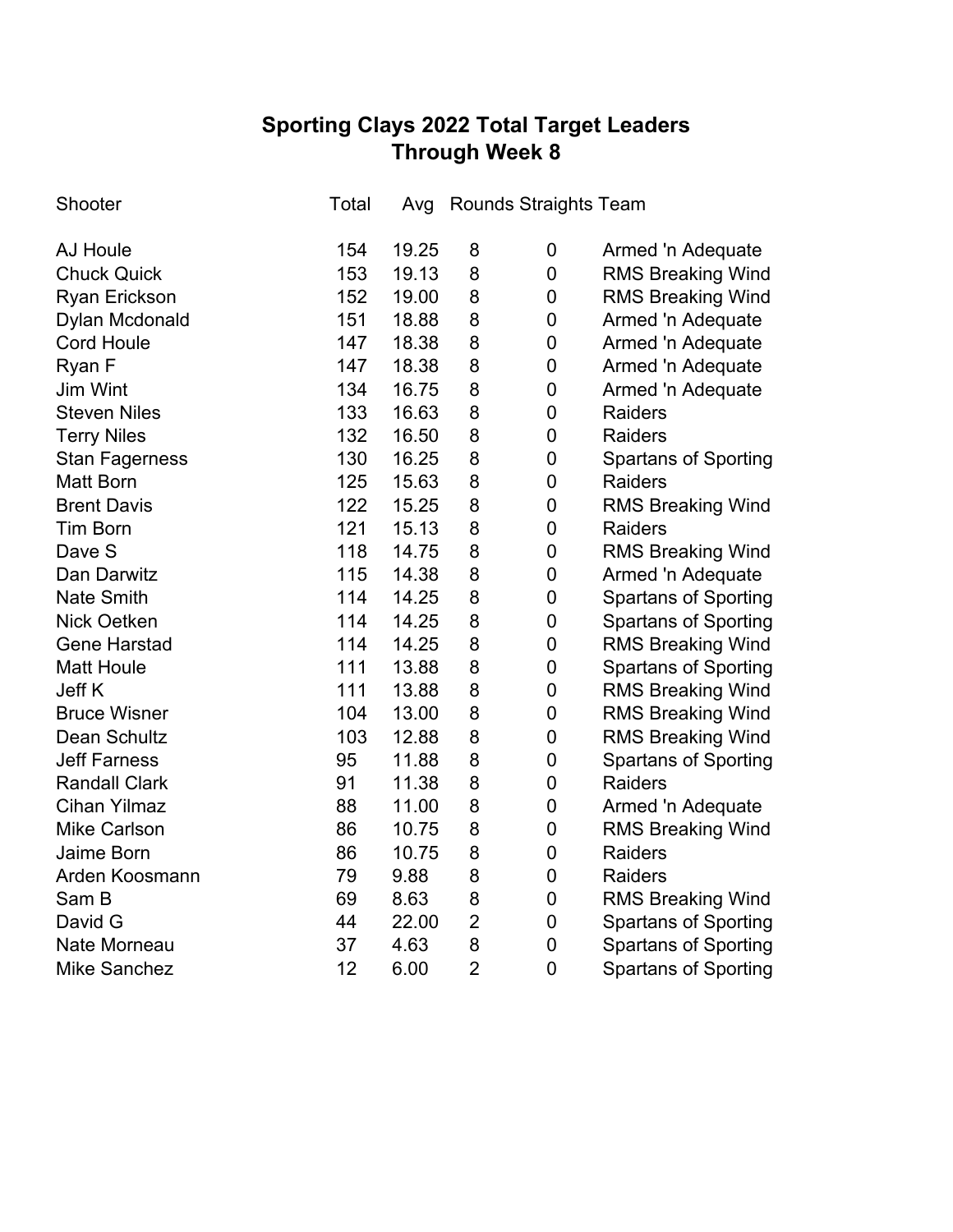# Sporting Clays 2022 Total Target Leaders
## Through Week 8

| Shooter | Total | Avg | Rounds | Straights | Team |
|---|---|---|---|---|---|
| AJ Houle | 154 | 19.25 | 8 | 0 | Armed 'n Adequate |
| Chuck Quick | 153 | 19.13 | 8 | 0 | RMS Breaking Wind |
| Ryan Erickson | 152 | 19.00 | 8 | 0 | RMS Breaking Wind |
| Dylan Mcdonald | 151 | 18.88 | 8 | 0 | Armed 'n Adequate |
| Cord Houle | 147 | 18.38 | 8 | 0 | Armed 'n Adequate |
| Ryan F | 147 | 18.38 | 8 | 0 | Armed 'n Adequate |
| Jim Wint | 134 | 16.75 | 8 | 0 | Armed 'n Adequate |
| Steven Niles | 133 | 16.63 | 8 | 0 | Raiders |
| Terry Niles | 132 | 16.50 | 8 | 0 | Raiders |
| Stan Fagerness | 130 | 16.25 | 8 | 0 | Spartans of Sporting |
| Matt Born | 125 | 15.63 | 8 | 0 | Raiders |
| Brent Davis | 122 | 15.25 | 8 | 0 | RMS Breaking Wind |
| Tim Born | 121 | 15.13 | 8 | 0 | Raiders |
| Dave S | 118 | 14.75 | 8 | 0 | RMS Breaking Wind |
| Dan Darwitz | 115 | 14.38 | 8 | 0 | Armed 'n Adequate |
| Nate Smith | 114 | 14.25 | 8 | 0 | Spartans of Sporting |
| Nick Oetken | 114 | 14.25 | 8 | 0 | Spartans of Sporting |
| Gene Harstad | 114 | 14.25 | 8 | 0 | RMS Breaking Wind |
| Matt Houle | 111 | 13.88 | 8 | 0 | Spartans of Sporting |
| Jeff K | 111 | 13.88 | 8 | 0 | RMS Breaking Wind |
| Bruce Wisner | 104 | 13.00 | 8 | 0 | RMS Breaking Wind |
| Dean Schultz | 103 | 12.88 | 8 | 0 | RMS Breaking Wind |
| Jeff Farness | 95 | 11.88 | 8 | 0 | Spartans of Sporting |
| Randall Clark | 91 | 11.38 | 8 | 0 | Raiders |
| Cihan Yilmaz | 88 | 11.00 | 8 | 0 | Armed 'n Adequate |
| Mike Carlson | 86 | 10.75 | 8 | 0 | RMS Breaking Wind |
| Jaime Born | 86 | 10.75 | 8 | 0 | Raiders |
| Arden Koosmann | 79 | 9.88 | 8 | 0 | Raiders |
| Sam B | 69 | 8.63 | 8 | 0 | RMS Breaking Wind |
| David G | 44 | 22.00 | 2 | 0 | Spartans of Sporting |
| Nate Morneau | 37 | 4.63 | 8 | 0 | Spartans of Sporting |
| Mike Sanchez | 12 | 6.00 | 2 | 0 | Spartans of Sporting |